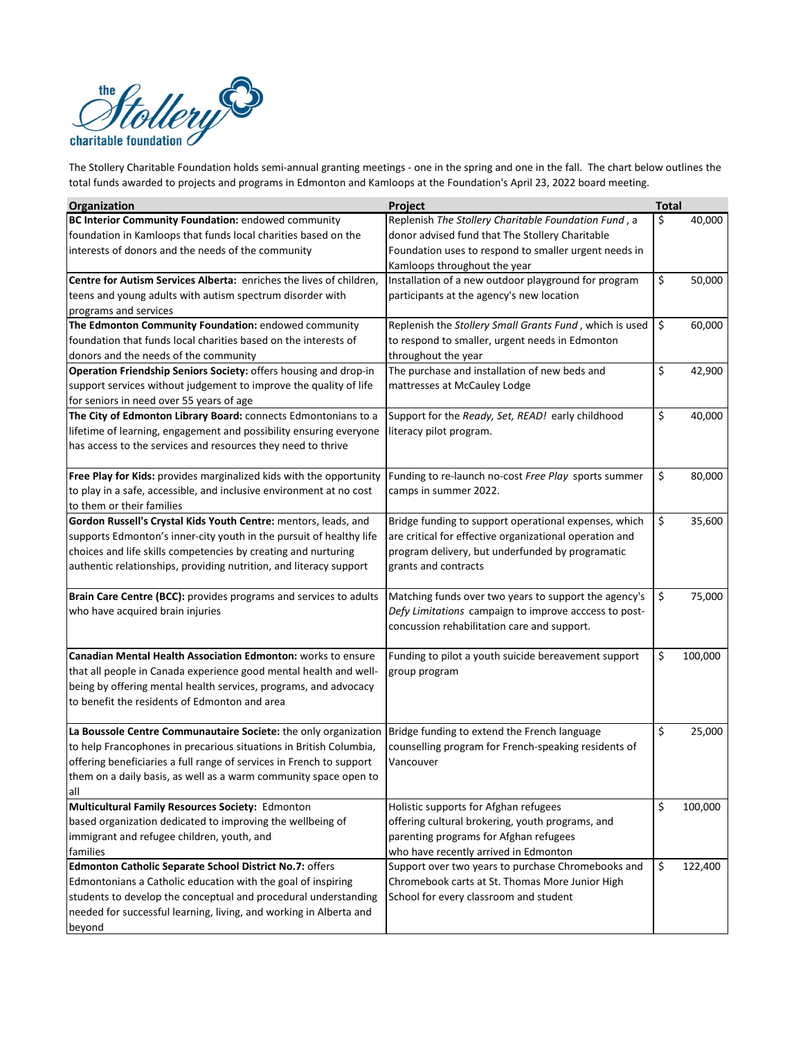The Stollery Charitable Foundation holds semi-annual granting meetings - one in the spring and one in the fall. The chart below outlines the total funds awarded to projects and programs in Edmonton and Kamloops at the Foundation's April 23, 2022 board meeting.

| Organization | Project | Total |
|---|---|---|
| **BC Interior Community Foundation:** endowed community foundation in Kamloops that funds local charities based on the interests of donors and the needs of the community | Replenish *The Stollery Charitable Foundation Fund*, a donor advised fund that The Stollery Charitable Foundation uses to respond to smaller urgent needs in Kamloops throughout the year | $ 40,000 |
| **Centre for Autism Services Alberta:** enriches the lives of children, teens and young adults with autism spectrum disorder with programs and services | Installation of a new outdoor playground for program participants at the agency's new location | $ 50,000 |
| **The Edmonton Community Foundation:** endowed community foundation that funds local charities based on the interests of donors and the needs of the community | Replenish the *Stollery Small Grants Fund*, which is used to respond to smaller, urgent needs in Edmonton throughout the year | $ 60,000 |
| **Operation Friendship Seniors Society:** offers housing and drop-in support services without judgement to improve the quality of life for seniors in need over 55 years of age | The purchase and installation of new beds and mattresses at McCauley Lodge | $ 42,900 |
| **The City of Edmonton Library Board:** connects Edmontonians to a lifetime of learning, engagement and possibility ensuring everyone has access to the services and resources they need to thrive | Support for the *Ready, Set, READ!* early childhood literacy pilot program. | $ 40,000 |
| **Free Play for Kids:** provides marginalized kids with the opportunity to play in a safe, accessible, and inclusive environment at no cost to them or their families | Funding to re-launch no-cost *Free Play* sports summer camps in summer 2022. | $ 80,000 |
| **Gordon Russell's Crystal Kids Youth Centre:** mentors, leads, and supports Edmonton's inner-city youth in the pursuit of healthy life choices and life skills competencies by creating and nurturing authentic relationships, providing nutrition, and literacy support | Bridge funding to support operational expenses, which are critical for effective organizational operation and program delivery, but underfunded by programatic grants and contracts | $ 35,600 |
| **Brain Care Centre (BCC):** provides programs and services to adults who have acquired brain injuries | Matching funds over two years to support the agency's *Defy Limitations* campaign to improve acccess to post-concussion rehabilitation care and support. | $ 75,000 |
| **Canadian Mental Health Association Edmonton:** works to ensure that all people in Canada experience good mental health and well-being by offering mental health services, programs, and advocacy to benefit the residents of Edmonton and area | Funding to pilot a youth suicide bereavement support group program | $ 100,000 |
| **La Boussole Centre Communautaire Societe:** the only organization to help Francophones in precarious situations in British Columbia, offering beneficiaries a full range of services in French to support them on a daily basis, as well as a warm community space open to all | Bridge funding to extend the French language counselling program for French-speaking residents of Vancouver | $ 25,000 |
| **Multicultural Family Resources Society:** Edmonton based organization dedicated to improving the wellbeing of immigrant and refugee children, youth, and families | Holistic supports for Afghan refugees offering cultural brokering, youth programs, and parenting programs for Afghan refugees who have recently arrived in Edmonton | $ 100,000 |
| **Edmonton Catholic Separate School District No.7:** offers Edmontonians a Catholic education with the goal of inspiring students to develop the conceptual and procedural understanding needed for successful learning, living, and working in Alberta and beyond | Support over two years to purchase Chromebooks and Chromebook carts at St. Thomas More Junior High School for every classroom and student | $ 122,400 |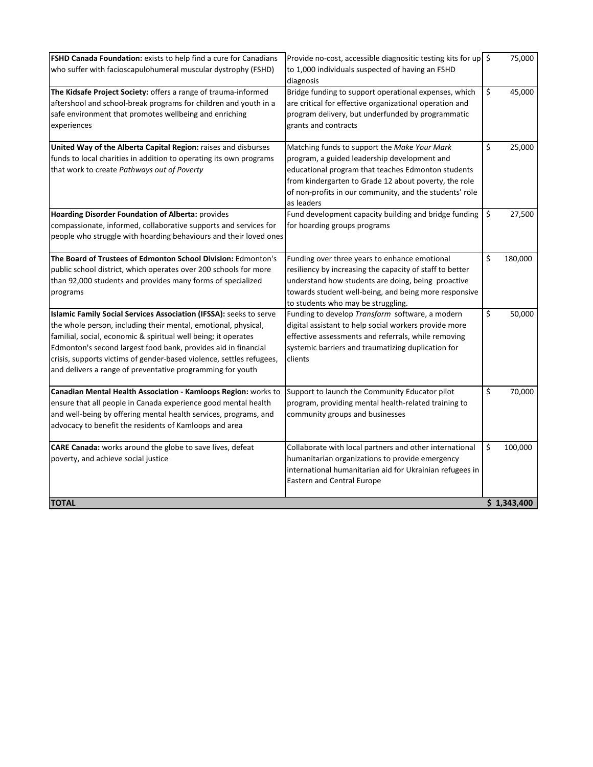| | | |
|---|---|---|
| **FSHD Canada Foundation:** exists to help find a cure for Canadians who suffer with facioscapulohumeral muscular dystrophy (FSHD) | Provide no-cost, accessible diagnositic testing kits for up to 1,000 individuals suspected of having an FSHD diagnosis | $ 75,000 |
| **The Kidsafe Project Society:** offers a range of trauma-informed aftershool and school-break programs for children and youth in a safe environment that promotes wellbeing and enriching experiences | Bridge funding to support operational expenses, which are critical for effective organizational operation and program delivery, but underfunded by programmatic grants and contracts | $ 45,000 |
| **United Way of the Alberta Capital Region:** raises and disburses funds to local charities in addition to operating its own programs that work to create *Pathways out of Poverty* | Matching funds to support the *Make Your Mark* program, a guided leadership development and educational program that teaches Edmonton students from kindergarten to Grade 12 about poverty, the role of non-profits in our community, and the students' role as leaders | $ 25,000 |
| **Hoarding Disorder Foundation of Alberta:** provides compassionate, informed, collaborative supports and services for people who struggle with hoarding behaviours and their loved ones | Fund development capacity building and bridge funding for hoarding groups programs | $ 27,500 |
| **The Board of Trustees of Edmonton School Division:** Edmonton's public school district, which operates over 200 schools for more than 92,000 students and provides many forms of specialized programs | Funding over three years to enhance emotional resiliency by increasing the capacity of staff to better understand how students are doing, being proactive towards student well-being, and being more responsive to students who may be struggling. | $ 180,000 |
| **Islamic Family Social Services Association (IFSSA):** seeks to serve the whole person, including their mental, emotional, physical, familial, social, economic & spiritual well being; it operates Edmonton's second largest food bank, provides aid in financial crisis, supports victims of gender-based violence, settles refugees, and delivers a range of preventative programming for youth | Funding to develop *Transform* software, a modern digital assistant to help social workers provide more effective assessments and referrals, while removing systemic barriers and traumatizing duplication for clients | $ 50,000 |
| **Canadian Mental Health Association - Kamloops Region:** works to ensure that all people in Canada experience good mental health and well-being by offering mental health services, programs, and advocacy to benefit the residents of Kamloops and area | Support to launch the Community Educator pilot program, providing mental health-related training to community groups and businesses | $ 70,000 |
| **CARE Canada:** works around the globe to save lives, defeat poverty, and achieve social justice | Collaborate with local partners and other international humanitarian organizations to provide emergency international humanitarian aid for Ukrainian refugees in Eastern and Central Europe | $ 100,000 |
| **TOTAL** | | **$ 1,343,400** |